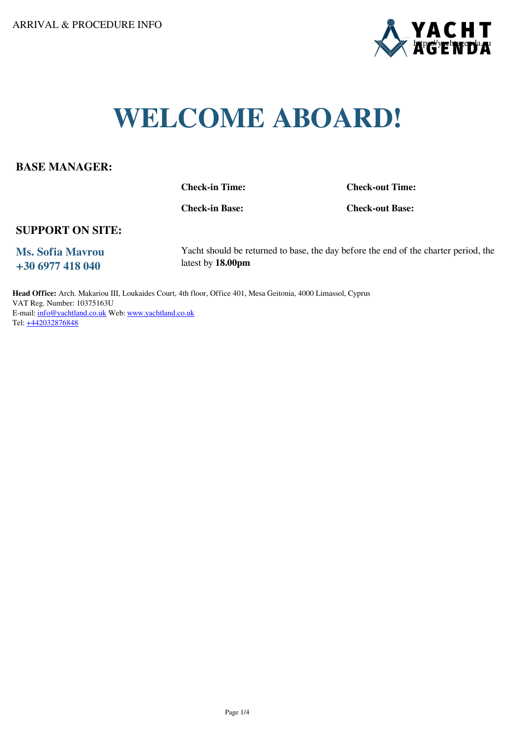ARRIVAL & PROCEDURE INFO

# WELCOME ABOARD!

## BASE MANAGER:

**Check-in Time:**

**Check-out Time:**

**Check-in Base:**

**Check-out Base:**

## SUPPORT ON SITE:

**Ms. Sofia Mavrou**
**+30 6977 418 040**

Yacht should be returned to base, the day before the end of the charter period, the latest by **18.00pm**

**Head Office:** Arch. Makariou III, Loukaides Court, 4th floor, Office 401, Mesa Geitonia, 4000 Limassol, Cyprus
VAT Reg. Number: 10375163U
E-mail: info@yachtland.co.uk Web: www.yachtland.co.uk
Tel: +442032876848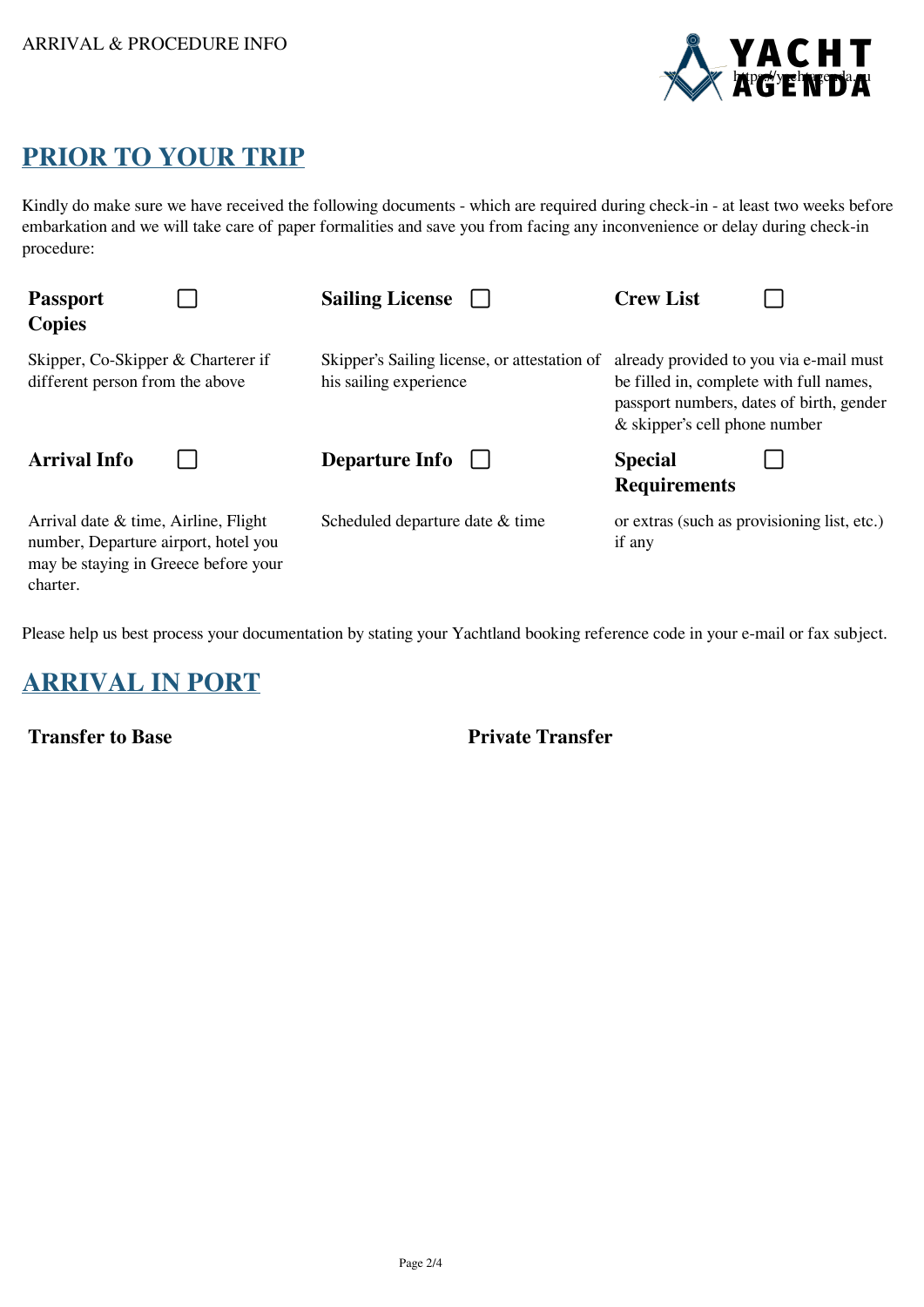## PRIOR TO YOUR TRIP

Kindly do make sure we have received the following documents - which are required during check-in - at least two weeks before embarkation and we will take care of paper formalities and save you from facing any inconvenience or delay during check-in procedure:

**Passport Copies** ☐

Skipper, Co-Skipper & Charterer if different person from the above

**Sailing License** ☐

Skipper's Sailing license, or attestation of his sailing experience

**Crew List** ☐

already provided to you via e-mail must be filled in, complete with full names, passport numbers, dates of birth, gender & skipper's cell phone number

**Arrival Info** ☐

Arrival date & time, Airline, Flight number, Departure airport, hotel you may be staying in Greece before your charter.

**Departure Info** ☐

Scheduled departure date & time

**Special Requirements** ☐

or extras (such as provisioning list, etc.) if any

Please help us best process your documentation by stating your Yachtland booking reference code in your e-mail or fax subject.

## ARRIVAL IN PORT

**Transfer to Base**

**Private Transfer**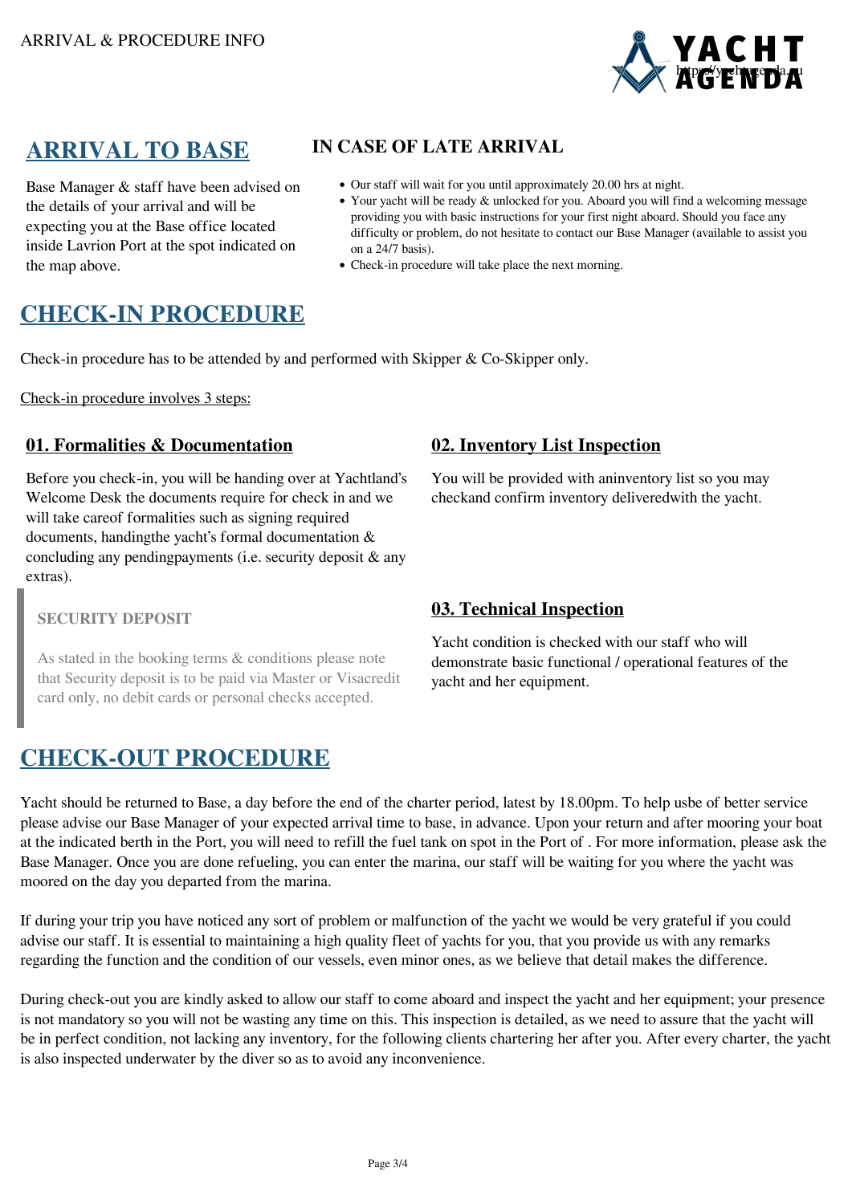ARRIVAL & PROCEDURE INFO

## ARRIVAL TO BASE

Base Manager & staff have been advised on the details of your arrival and will be expecting you at the Base office located inside Lavrion Port at the spot indicated on the map above.

### IN CASE OF LATE ARRIVAL

- Our staff will wait for you until approximately 20.00 hrs at night.
- Your yacht will be ready & unlocked for you. Aboard you will find a welcoming message providing you with basic instructions for your first night aboard. Should you face any difficulty or problem, do not hesitate to contact our Base Manager (available to assist you on a 24/7 basis).
- Check-in procedure will take place the next morning.

## CHECK-IN PROCEDURE

Check-in procedure has to be attended by and performed with Skipper & Co-Skipper only.

Check-in procedure involves 3 steps:

### 01. Formalities & Documentation

Before you check-in, you will be handing over at Yachtland's Welcome Desk the documents require for check in and we will take careof formalities such as signing required documents, handingthe yacht's formal documentation & concluding any pendingpayments (i.e. security deposit & any extras).

> **SECURITY DEPOSIT**
>
> As stated in the booking terms & conditions please note that Security deposit is to be paid via Master or Visacredit card only, no debit cards or personal checks accepted.

### 02. Inventory List Inspection

You will be provided with aninventory list so you may checkand confirm inventory deliveredwith the yacht.

### 03. Technical Inspection

Yacht condition is checked with our staff who will demonstrate basic functional / operational features of the yacht and her equipment.

## CHECK-OUT PROCEDURE

Yacht should be returned to Base, a day before the end of the charter period, latest by 18.00pm. To help usbe of better service please advise our Base Manager of your expected arrival time to base, in advance. Upon your return and after mooring your boat at the indicated berth in the Port, you will need to refill the fuel tank on spot in the Port of . For more information, please ask the Base Manager. Once you are done refueling, you can enter the marina, our staff will be waiting for you where the yacht was moored on the day you departed from the marina.

If during your trip you have noticed any sort of problem or malfunction of the yacht we would be very grateful if you could advise our staff. It is essential to maintaining a high quality fleet of yachts for you, that you provide us with any remarks regarding the function and the condition of our vessels, even minor ones, as we believe that detail makes the difference.

During check-out you are kindly asked to allow our staff to come aboard and inspect the yacht and her equipment; your presence is not mandatory so you will not be wasting any time on this. This inspection is detailed, as we need to assure that the yacht will be in perfect condition, not lacking any inventory, for the following clients chartering her after you. After every charter, the yacht is also inspected underwater by the diver so as to avoid any inconvenience.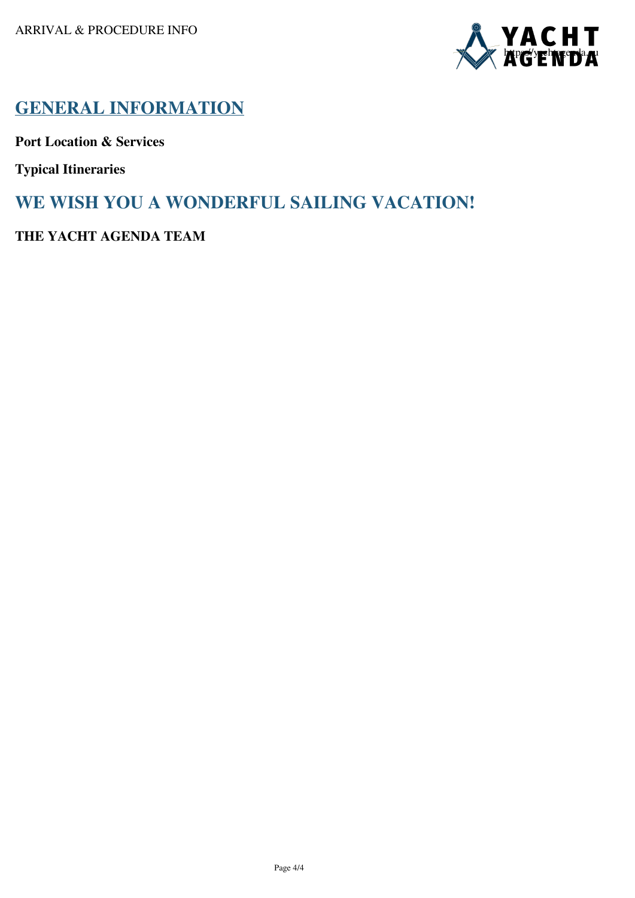## GENERAL INFORMATION

**Port Location & Services**

**Typical Itineraries**

## WE WISH YOU A WONDERFUL SAILING VACATION!

**THE YACHT AGENDA TEAM**